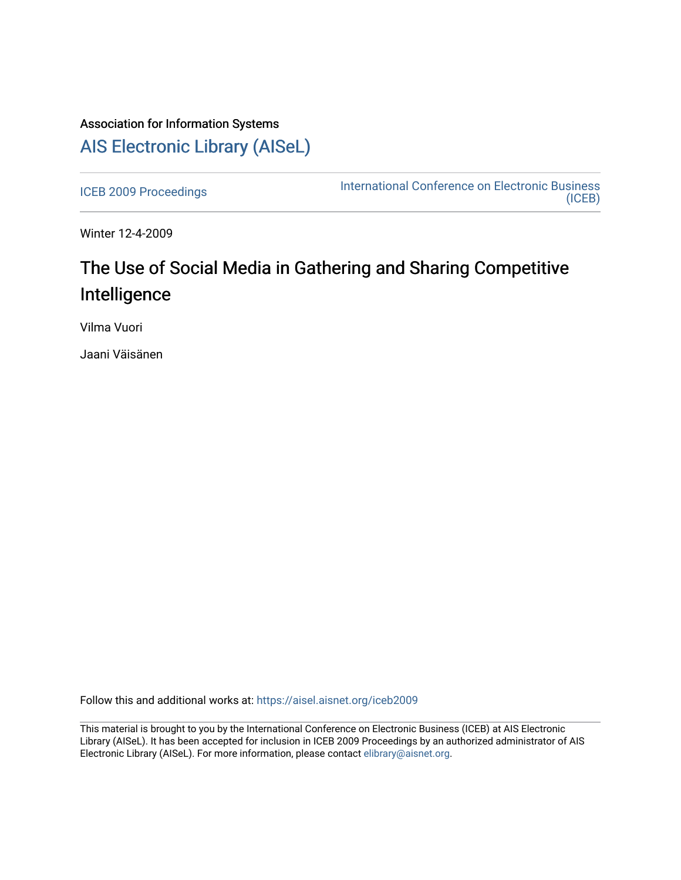Association for Information Systems

# AIS Electronic Library (AISeL)

ICEB 2009 Proceedings

International Conference on Electronic Business (ICEB)

Winter 12-4-2009

## The Use of Social Media in Gathering and Sharing Competitive Intelligence

Vilma Vuori

Jaani Väisänen

Follow this and additional works at: https://aisel.aisnet.org/iceb2009

This material is brought to you by the International Conference on Electronic Business (ICEB) at AIS Electronic Library (AISeL). It has been accepted for inclusion in ICEB 2009 Proceedings by an authorized administrator of AIS Electronic Library (AISeL). For more information, please contact elibrary@aisnet.org.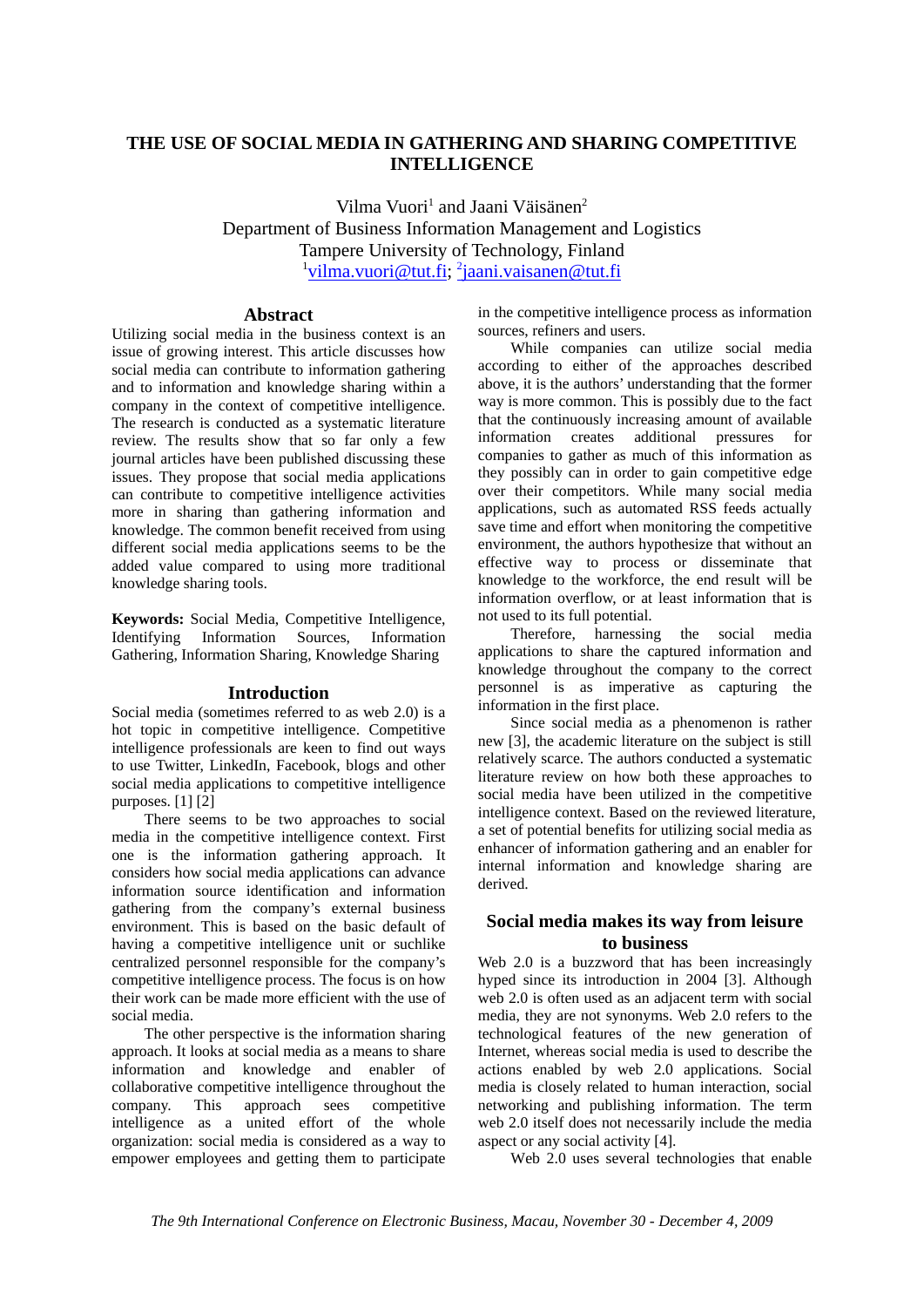# THE USE OF SOCIAL MEDIA IN GATHERING AND SHARING COMPETITIVE INTELLIGENCE

Vilma Vuori[1] and Jaani Väisänen[2]
Department of Business Information Management and Logistics
Tampere University of Technology, Finland
[1]vilma.vuori@tut.fi; [2]jaani.vaisanen@tut.fi

## Abstract

Utilizing social media in the business context is an issue of growing interest. This article discusses how social media can contribute to information gathering and to information and knowledge sharing within a company in the context of competitive intelligence. The research is conducted as a systematic literature review. The results show that so far only a few journal articles have been published discussing these issues. They propose that social media applications can contribute to competitive intelligence activities more in sharing than gathering information and knowledge. The common benefit received from using different social media applications seems to be the added value compared to using more traditional knowledge sharing tools.

**Keywords:** Social Media, Competitive Intelligence, Identifying Information Sources, Information Gathering, Information Sharing, Knowledge Sharing

## Introduction

Social media (sometimes referred to as web 2.0) is a hot topic in competitive intelligence. Competitive intelligence professionals are keen to find out ways to use Twitter, LinkedIn, Facebook, blogs and other social media applications to competitive intelligence purposes. [1] [2]

There seems to be two approaches to social media in the competitive intelligence context. First one is the information gathering approach. It considers how social media applications can advance information source identification and information gathering from the company's external business environment. This is based on the basic default of having a competitive intelligence unit or suchlike centralized personnel responsible for the company's competitive intelligence process. The focus is on how their work can be made more efficient with the use of social media.

The other perspective is the information sharing approach. It looks at social media as a means to share information and knowledge and enabler of collaborative competitive intelligence throughout the company. This approach sees competitive intelligence as a united effort of the whole organization: social media is considered as a way to empower employees and getting them to participate in the competitive intelligence process as information sources, refiners and users.

While companies can utilize social media according to either of the approaches described above, it is the authors' understanding that the former way is more common. This is possibly due to the fact that the continuously increasing amount of available information creates additional pressures for companies to gather as much of this information as they possibly can in order to gain competitive edge over their competitors. While many social media applications, such as automated RSS feeds actually save time and effort when monitoring the competitive environment, the authors hypothesize that without an effective way to process or disseminate that knowledge to the workforce, the end result will be information overflow, or at least information that is not used to its full potential.

Therefore, harnessing the social media applications to share the captured information and knowledge throughout the company to the correct personnel is as imperative as capturing the information in the first place.

Since social media as a phenomenon is rather new [3], the academic literature on the subject is still relatively scarce. The authors conducted a systematic literature review on how both these approaches to social media have been utilized in the competitive intelligence context. Based on the reviewed literature, a set of potential benefits for utilizing social media as enhancer of information gathering and an enabler for internal information and knowledge sharing are derived.

## Social media makes its way from leisure to business

Web 2.0 is a buzzword that has been increasingly hyped since its introduction in 2004 [3]. Although web 2.0 is often used as an adjacent term with social media, they are not synonyms. Web 2.0 refers to the technological features of the new generation of Internet, whereas social media is used to describe the actions enabled by web 2.0 applications. Social media is closely related to human interaction, social networking and publishing information. The term web 2.0 itself does not necessarily include the media aspect or any social activity [4].

Web 2.0 uses several technologies that enable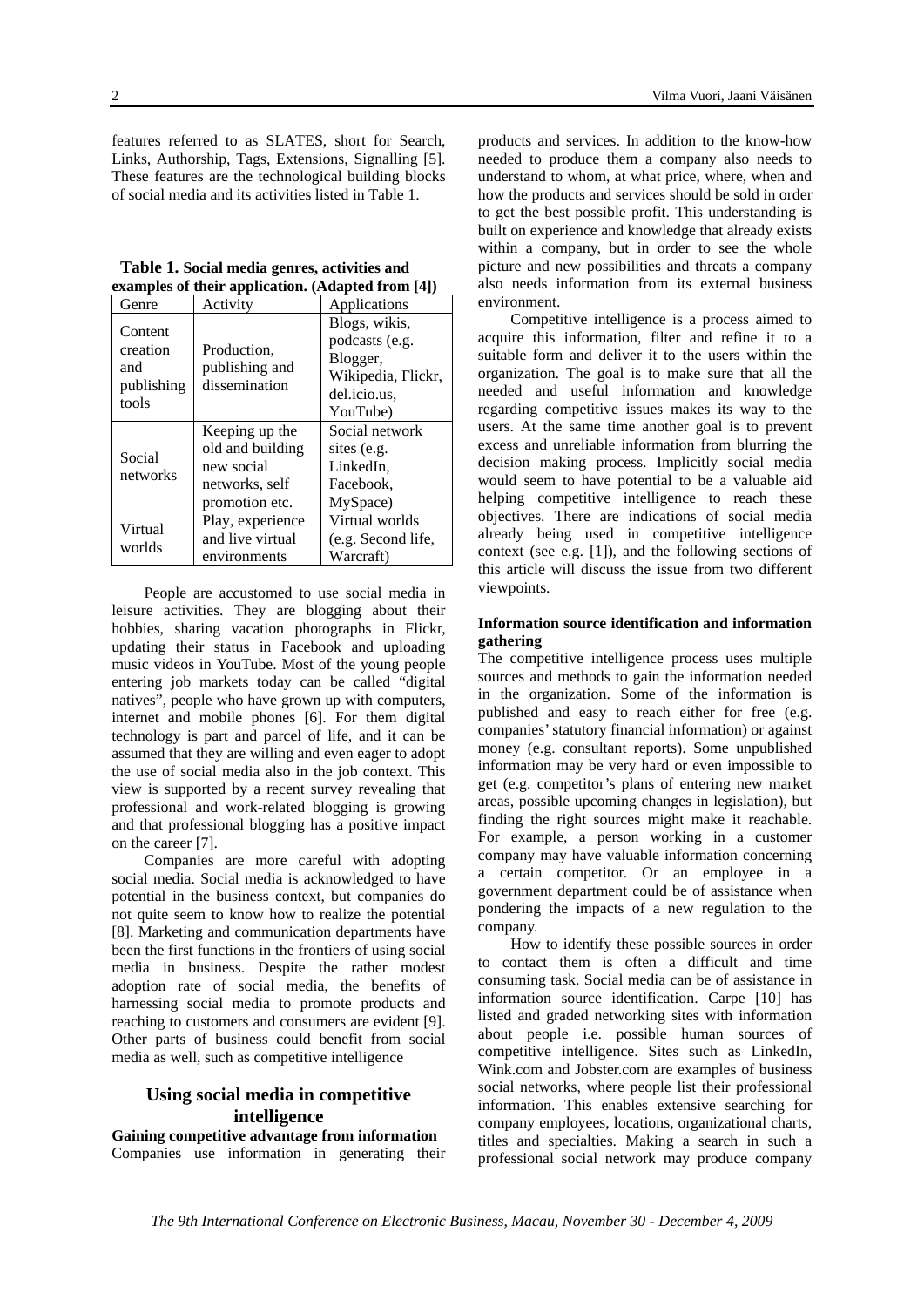features referred to as SLATES, short for Search, Links, Authorship, Tags, Extensions, Signalling [5]. These features are the technological building blocks of social media and its activities listed in Table 1.

**Table 1. Social media genres, activities and examples of their application. (Adapted from [4])**

| Genre | Activity | Applications |
|---|---|---|
| Content creation and publishing tools | Production, publishing and dissemination | Blogs, wikis, podcasts (e.g. Blogger, Wikipedia, Flickr, del.icio.us, YouTube) |
| Social networks | Keeping up the old and building new social networks, self promotion etc. | Social network sites (e.g. LinkedIn, Facebook, MySpace) |
| Virtual worlds | Play, experience and live virtual environments | Virtual worlds (e.g. Second life, Warcraft) |

People are accustomed to use social media in leisure activities. They are blogging about their hobbies, sharing vacation photographs in Flickr, updating their status in Facebook and uploading music videos in YouTube. Most of the young people entering job markets today can be called "digital natives", people who have grown up with computers, internet and mobile phones [6]. For them digital technology is part and parcel of life, and it can be assumed that they are willing and even eager to adopt the use of social media also in the job context. This view is supported by a recent survey revealing that professional and work-related blogging is growing and that professional blogging has a positive impact on the career [7].

Companies are more careful with adopting social media. Social media is acknowledged to have potential in the business context, but companies do not quite seem to know how to realize the potential [8]. Marketing and communication departments have been the first functions in the frontiers of using social media in business. Despite the rather modest adoption rate of social media, the benefits of harnessing social media to promote products and reaching to customers and consumers are evident [9]. Other parts of business could benefit from social media as well, such as competitive intelligence

## Using social media in competitive intelligence

### Gaining competitive advantage from information

Companies use information in generating their products and services. In addition to the know-how needed to produce them a company also needs to understand to whom, at what price, where, when and how the products and services should be sold in order to get the best possible profit. This understanding is built on experience and knowledge that already exists within a company, but in order to see the whole picture and new possibilities and threats a company also needs information from its external business environment.

Competitive intelligence is a process aimed to acquire this information, filter and refine it to a suitable form and deliver it to the users within the organization. The goal is to make sure that all the needed and useful information and knowledge regarding competitive issues makes its way to the users. At the same time another goal is to prevent excess and unreliable information from blurring the decision making process. Implicitly social media would seem to have potential to be a valuable aid helping competitive intelligence to reach these objectives. There are indications of social media already being used in competitive intelligence context (see e.g. [1]), and the following sections of this article will discuss the issue from two different viewpoints.

### Information source identification and information gathering

The competitive intelligence process uses multiple sources and methods to gain the information needed in the organization. Some of the information is published and easy to reach either for free (e.g. companies' statutory financial information) or against money (e.g. consultant reports). Some unpublished information may be very hard or even impossible to get (e.g. competitor's plans of entering new market areas, possible upcoming changes in legislation), but finding the right sources might make it reachable. For example, a person working in a customer company may have valuable information concerning a certain competitor. Or an employee in a government department could be of assistance when pondering the impacts of a new regulation to the company.

How to identify these possible sources in order to contact them is often a difficult and time consuming task. Social media can be of assistance in information source identification. Carpe [10] has listed and graded networking sites with information about people i.e. possible human sources of competitive intelligence. Sites such as LinkedIn, Wink.com and Jobster.com are examples of business social networks, where people list their professional information. This enables extensive searching for company employees, locations, organizational charts, titles and specialties. Making a search in such a professional social network may produce company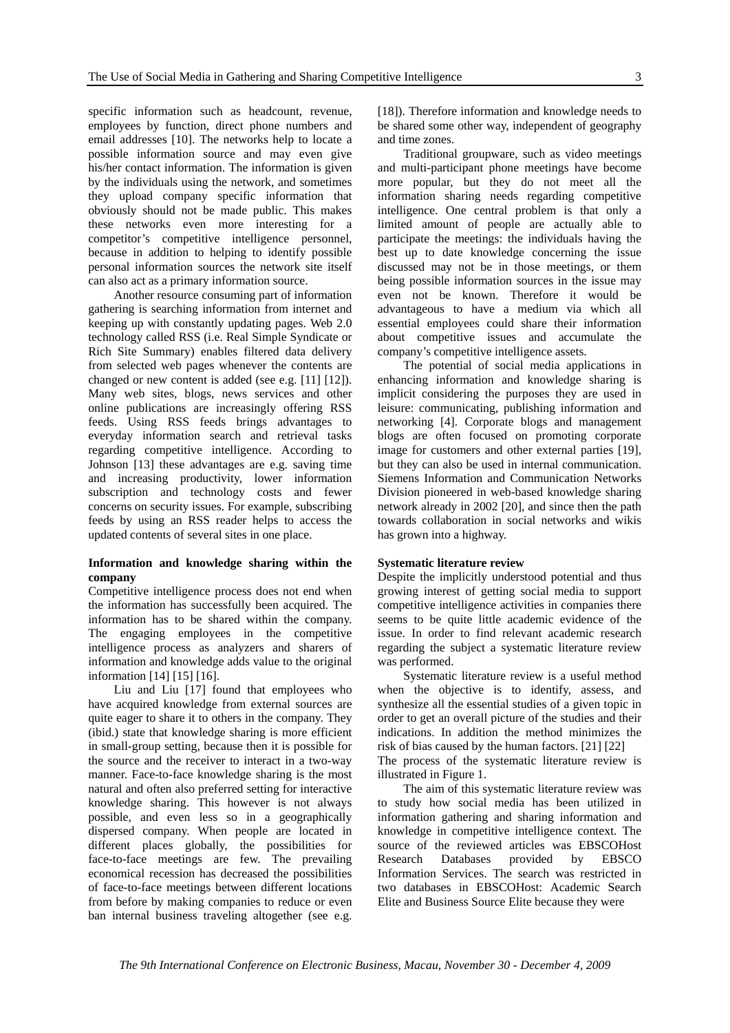specific information such as headcount, revenue, employees by function, direct phone numbers and email addresses [10]. The networks help to locate a possible information source and may even give his/her contact information. The information is given by the individuals using the network, and sometimes they upload company specific information that obviously should not be made public. This makes these networks even more interesting for a competitor's competitive intelligence personnel, because in addition to helping to identify possible personal information sources the network site itself can also act as a primary information source.

Another resource consuming part of information gathering is searching information from internet and keeping up with constantly updating pages. Web 2.0 technology called RSS (i.e. Real Simple Syndicate or Rich Site Summary) enables filtered data delivery from selected web pages whenever the contents are changed or new content is added (see e.g. [11] [12]). Many web sites, blogs, news services and other online publications are increasingly offering RSS feeds. Using RSS feeds brings advantages to everyday information search and retrieval tasks regarding competitive intelligence. According to Johnson [13] these advantages are e.g. saving time and increasing productivity, lower information subscription and technology costs and fewer concerns on security issues. For example, subscribing feeds by using an RSS reader helps to access the updated contents of several sites in one place.

**Information and knowledge sharing within the company**

Competitive intelligence process does not end when the information has successfully been acquired. The information has to be shared within the company. The engaging employees in the competitive intelligence process as analyzers and sharers of information and knowledge adds value to the original information [14] [15] [16].

Liu and Liu [17] found that employees who have acquired knowledge from external sources are quite eager to share it to others in the company. They (ibid.) state that knowledge sharing is more efficient in small-group setting, because then it is possible for the source and the receiver to interact in a two-way manner. Face-to-face knowledge sharing is the most natural and often also preferred setting for interactive knowledge sharing. This however is not always possible, and even less so in a geographically dispersed company. When people are located in different places globally, the possibilities for face-to-face meetings are few. The prevailing economical recession has decreased the possibilities of face-to-face meetings between different locations from before by making companies to reduce or even ban internal business traveling altogether (see e.g. [18]). Therefore information and knowledge needs to be shared some other way, independent of geography and time zones.

Traditional groupware, such as video meetings and multi-participant phone meetings have become more popular, but they do not meet all the information sharing needs regarding competitive intelligence. One central problem is that only a limited amount of people are actually able to participate the meetings: the individuals having the best up to date knowledge concerning the issue discussed may not be in those meetings, or them being possible information sources in the issue may even not be known. Therefore it would be advantageous to have a medium via which all essential employees could share their information about competitive issues and accumulate the company's competitive intelligence assets.

The potential of social media applications in enhancing information and knowledge sharing is implicit considering the purposes they are used in leisure: communicating, publishing information and networking [4]. Corporate blogs and management blogs are often focused on promoting corporate image for customers and other external parties [19], but they can also be used in internal communication. Siemens Information and Communication Networks Division pioneered in web-based knowledge sharing network already in 2002 [20], and since then the path towards collaboration in social networks and wikis has grown into a highway.

**Systematic literature review**

Despite the implicitly understood potential and thus growing interest of getting social media to support competitive intelligence activities in companies there seems to be quite little academic evidence of the issue. In order to find relevant academic research regarding the subject a systematic literature review was performed.

Systematic literature review is a useful method when the objective is to identify, assess, and synthesize all the essential studies of a given topic in order to get an overall picture of the studies and their indications. In addition the method minimizes the risk of bias caused by the human factors. [21] [22] The process of the systematic literature review is illustrated in Figure 1.

The aim of this systematic literature review was to study how social media has been utilized in information gathering and sharing information and knowledge in competitive intelligence context. The source of the reviewed articles was EBSCOHost Research Databases provided by EBSCO Information Services. The search was restricted in two databases in EBSCOHost: Academic Search Elite and Business Source Elite because they were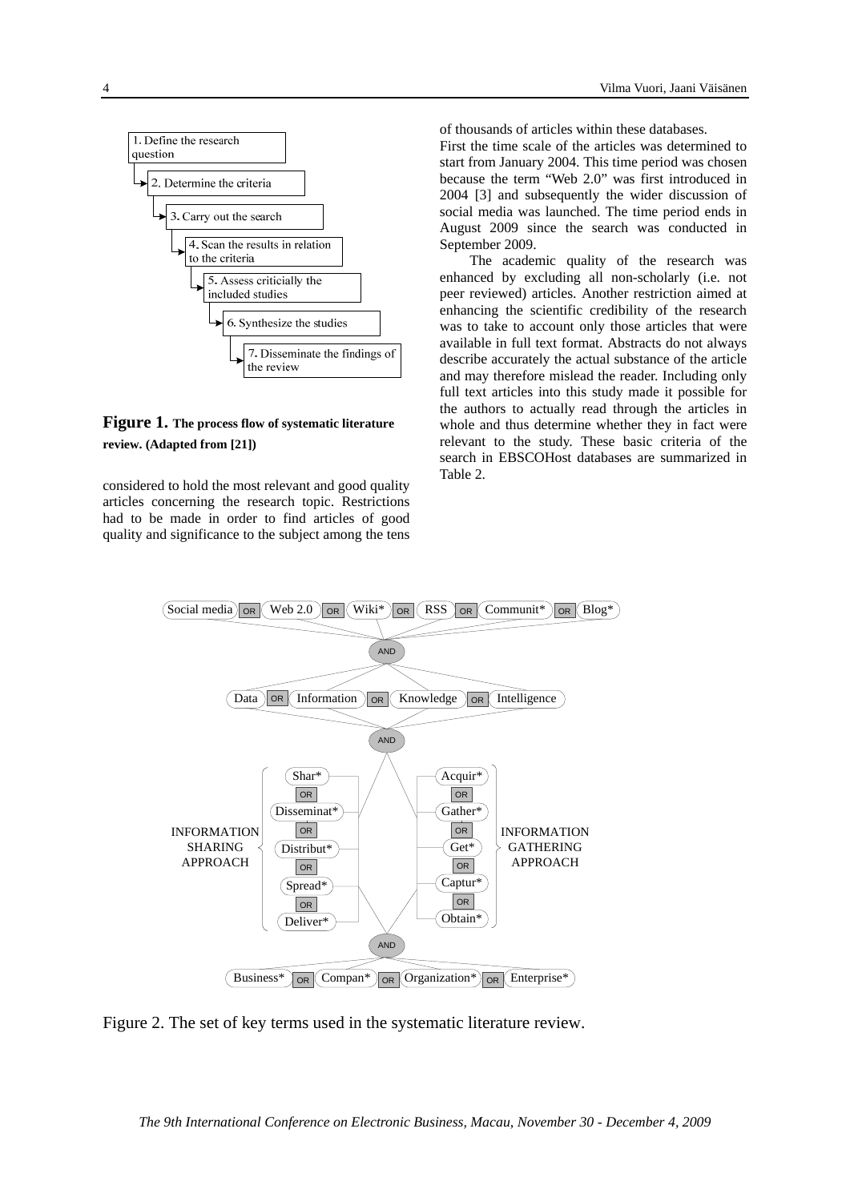1. Define the research question
2. Determine the criteria
3. Carry out the search
4. Scan the results in relation to the criteria
5. Assess criticially the included studies
6. Synthesize the studies
7. Disseminate the findings of the review

**Figure 1. The process flow of systematic literature review. (Adapted from [21])**

considered to hold the most relevant and good quality articles concerning the research topic. Restrictions had to be made in order to find articles of good quality and significance to the subject among the tens of thousands of articles within these databases.

First the time scale of the articles was determined to start from January 2004. This time period was chosen because the term "Web 2.0" was first introduced in 2004 [3] and subsequently the wider discussion of social media was launched. The time period ends in August 2009 since the search was conducted in September 2009.

The academic quality of the research was enhanced by excluding all non-scholarly (i.e. not peer reviewed) articles. Another restriction aimed at enhancing the scientific credibility of the research was to take to account only those articles that were available in full text format. Abstracts do not always describe accurately the actual substance of the article and may therefore mislead the reader. Including only full text articles into this study made it possible for the authors to actually read through the articles in whole and thus determine whether they in fact were relevant to the study. These basic criteria of the search in EBSCOHost databases are summarized in Table 2.

Social media OR Web 2.0 OR Wiki* OR RSS OR Communit* OR Blog*

AND

Data OR Information OR Knowledge OR Intelligence

AND

INFORMATION SHARING APPROACH: Shar* OR Disseminat* OR Distribut* OR Spread* OR Deliver*

INFORMATION GATHERING APPROACH: Acquir* OR Gather* OR Get* OR Captur* OR Obtain*

AND

Business* OR Compan* OR Organization* OR Enterprise*

Figure 2. The set of key terms used in the systematic literature review.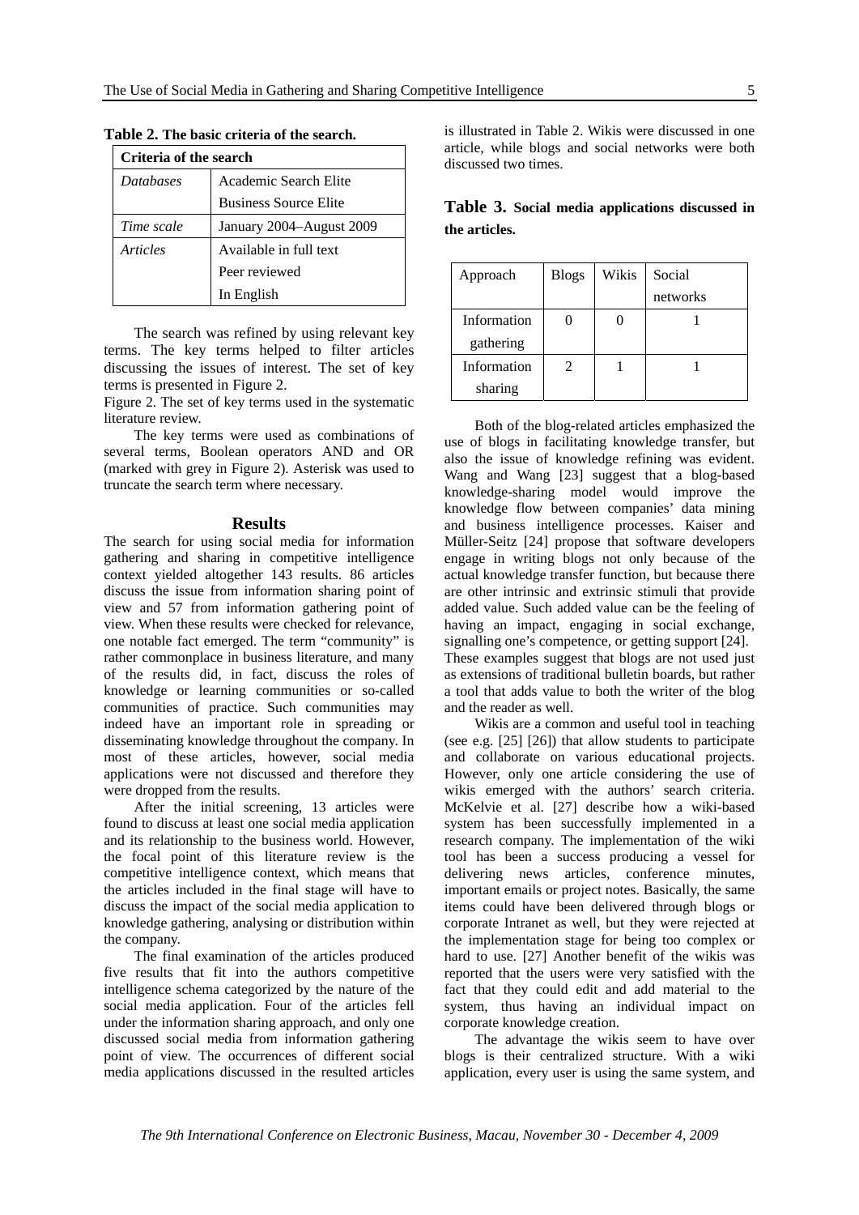**Table 2.** The basic criteria of the search.

| Criteria of the search | |
|---|---|
| *Databases* | Academic Search Elite |
| | Business Source Elite |
| *Time scale* | January 2004–August 2009 |
| *Articles* | Available in full text |
| | Peer reviewed |
| | In English |

The search was refined by using relevant key terms. The key terms helped to filter articles discussing the issues of interest. The set of key terms is presented in Figure 2.

Figure 2. The set of key terms used in the systematic literature review.

The key terms were used as combinations of several terms, Boolean operators AND and OR (marked with grey in Figure 2). Asterisk was used to truncate the search term where necessary.

## Results

The search for using social media for information gathering and sharing in competitive intelligence context yielded altogether 143 results. 86 articles discuss the issue from information sharing point of view and 57 from information gathering point of view. When these results were checked for relevance, one notable fact emerged. The term "community" is rather commonplace in business literature, and many of the results did, in fact, discuss the roles of knowledge or learning communities or so-called communities of practice. Such communities may indeed have an important role in spreading or disseminating knowledge throughout the company. In most of these articles, however, social media applications were not discussed and therefore they were dropped from the results.

After the initial screening, 13 articles were found to discuss at least one social media application and its relationship to the business world. However, the focal point of this literature review is the competitive intelligence context, which means that the articles included in the final stage will have to discuss the impact of the social media application to knowledge gathering, analysing or distribution within the company.

The final examination of the articles produced five results that fit into the authors competitive intelligence schema categorized by the nature of the social media application. Four of the articles fell under the information sharing approach, and only one discussed social media from information gathering point of view. The occurrences of different social media applications discussed in the resulted articles is illustrated in Table 2. Wikis were discussed in one article, while blogs and social networks were both discussed two times.

**Table 3.** Social media applications discussed in the articles.

| Approach | Blogs | Wikis | Social networks |
|---|---|---|---|
| Information gathering | 0 | 0 | 1 |
| Information sharing | 2 | 1 | 1 |

Both of the blog-related articles emphasized the use of blogs in facilitating knowledge transfer, but also the issue of knowledge refining was evident. Wang and Wang [23] suggest that a blog-based knowledge-sharing model would improve the knowledge flow between companies' data mining and business intelligence processes. Kaiser and Müller-Seitz [24] propose that software developers engage in writing blogs not only because of the actual knowledge transfer function, but because there are other intrinsic and extrinsic stimuli that provide added value. Such added value can be the feeling of having an impact, engaging in social exchange, signalling one's competence, or getting support [24]. These examples suggest that blogs are not used just as extensions of traditional bulletin boards, but rather a tool that adds value to both the writer of the blog and the reader as well.

Wikis are a common and useful tool in teaching (see e.g. [25] [26]) that allow students to participate and collaborate on various educational projects. However, only one article considering the use of wikis emerged with the authors' search criteria. McKelvie et al. [27] describe how a wiki-based system has been successfully implemented in a research company. The implementation of the wiki tool has been a success producing a vessel for delivering news articles, conference minutes, important emails or project notes. Basically, the same items could have been delivered through blogs or corporate Intranet as well, but they were rejected at the implementation stage for being too complex or hard to use. [27] Another benefit of the wikis was reported that the users were very satisfied with the fact that they could edit and add material to the system, thus having an individual impact on corporate knowledge creation.

The advantage the wikis seem to have over blogs is their centralized structure. With a wiki application, every user is using the same system, and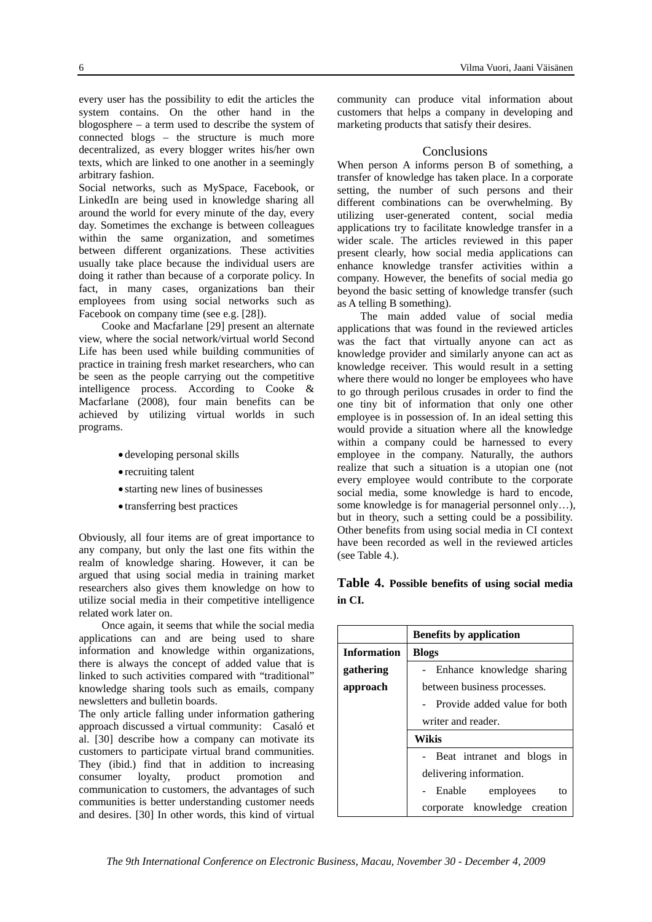every user has the possibility to edit the articles the system contains. On the other hand in the blogosphere – a term used to describe the system of connected blogs – the structure is much more decentralized, as every blogger writes his/her own texts, which are linked to one another in a seemingly arbitrary fashion.

Social networks, such as MySpace, Facebook, or LinkedIn are being used in knowledge sharing all around the world for every minute of the day, every day. Sometimes the exchange is between colleagues within the same organization, and sometimes between different organizations. These activities usually take place because the individual users are doing it rather than because of a corporate policy. In fact, in many cases, organizations ban their employees from using social networks such as Facebook on company time (see e.g. [28]).

Cooke and Macfarlane [29] present an alternate view, where the social network/virtual world Second Life has been used while building communities of practice in training fresh market researchers, who can be seen as the people carrying out the competitive intelligence process. According to Cooke & Macfarlane (2008), four main benefits can be achieved by utilizing virtual worlds in such programs.

- developing personal skills
- recruiting talent
- starting new lines of businesses
- transferring best practices

Obviously, all four items are of great importance to any company, but only the last one fits within the realm of knowledge sharing. However, it can be argued that using social media in training market researchers also gives them knowledge on how to utilize social media in their competitive intelligence related work later on.

Once again, it seems that while the social media applications can and are being used to share information and knowledge within organizations, there is always the concept of added value that is linked to such activities compared with "traditional" knowledge sharing tools such as emails, company newsletters and bulletin boards.

The only article falling under information gathering approach discussed a virtual community: Casaló et al. [30] describe how a company can motivate its customers to participate virtual brand communities. They (ibid.) find that in addition to increasing consumer loyalty, product promotion and communication to customers, the advantages of such communities is better understanding customer needs and desires. [30] In other words, this kind of virtual community can produce vital information about customers that helps a company in developing and marketing products that satisfy their desires.

## Conclusions

When person A informs person B of something, a transfer of knowledge has taken place. In a corporate setting, the number of such persons and their different combinations can be overwhelming. By utilizing user-generated content, social media applications try to facilitate knowledge transfer in a wider scale. The articles reviewed in this paper present clearly, how social media applications can enhance knowledge transfer activities within a company. However, the benefits of social media go beyond the basic setting of knowledge transfer (such as A telling B something).

The main added value of social media applications that was found in the reviewed articles was the fact that virtually anyone can act as knowledge provider and similarly anyone can act as knowledge receiver. This would result in a setting where there would no longer be employees who have to go through perilous crusades in order to find the one tiny bit of information that only one other employee is in possession of. In an ideal setting this would provide a situation where all the knowledge within a company could be harnessed to every employee in the company. Naturally, the authors realize that such a situation is a utopian one (not every employee would contribute to the corporate social media, some knowledge is hard to encode, some knowledge is for managerial personnel only…), but in theory, such a setting could be a possibility. Other benefits from using social media in CI context have been recorded as well in the reviewed articles (see Table 4.).

**Table 4. Possible benefits of using social media in CI.**

| | **Benefits by application** |
|---|---|
| **Information gathering approach** | **Blogs** |
| | - Enhance knowledge sharing between business processes. <br> - Provide added value for both writer and reader. |
| | **Wikis** |
| | - Beat intranet and blogs in delivering information. <br> - Enable employees to corporate knowledge creation |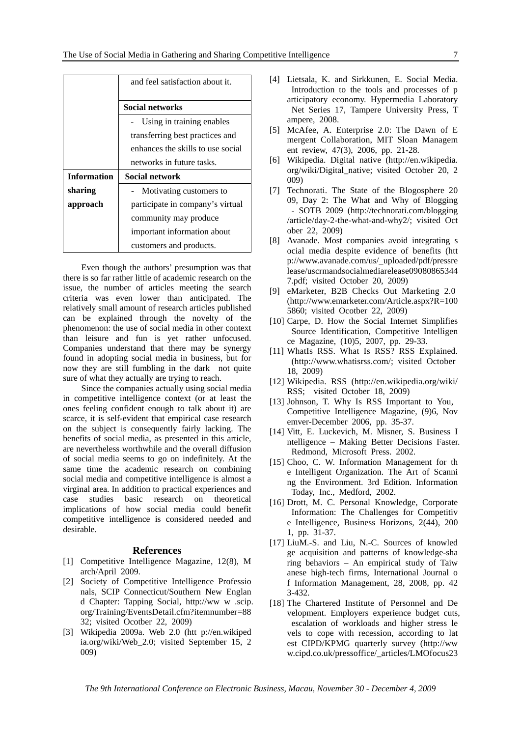| | and feel satisfaction about it. |
|---|---|
| | **Social networks** |
| | - Using in training enables transferring best practices and enhances the skills to use social networks in future tasks. |
| **Information sharing approach** | **Social network** |
| | - Motivating customers to participate in company's virtual community may produce important information about customers and products. |

Even though the authors' presumption was that there is so far rather little of academic research on the issue, the number of articles meeting the search criteria was even lower than anticipated. The relatively small amount of research articles published can be explained through the novelty of the phenomenon: the use of social media in other context than leisure and fun is yet rather unfocused. Companies understand that there may be synergy found in adopting social media in business, but for now they are still fumbling in the dark not quite sure of what they actually are trying to reach.

Since the companies actually using social media in competitive intelligence context (or at least the ones feeling confident enough to talk about it) are scarce, it is self-evident that empirical case research on the subject is consequently fairly lacking. The benefits of social media, as presented in this article, are nevertheless worthwhile and the overall diffusion of social media seems to go on indefinitely. At the same time the academic research on combining social media and competitive intelligence is almost a virginal area. In addition to practical experiences and case studies basic research on theoretical implications of how social media could benefit competitive intelligence is considered needed and desirable.

## References

[1] Competitive Intelligence Magazine, 12(8), March/April 2009.

[2] Society of Competitive Intelligence Professionals, SCIP Connecticut/Southern New England Chapter: Tapping Social, http://ww w .scip.org/Training/EventsDetail.cfm?itemnumber=8832; visited Ocotber 22, 2009)

[3] Wikipedia 2009a. Web 2.0 (htt p://en.wikipedia.org/wiki/Web_2.0; visited September 15, 2009)

[4] Lietsala, K. and Sirkkunen, E. Social Media. Introduction to the tools and processes of participatory economy. Hypermedia Laboratory Net Series 17, Tampere University Press, Tampere, 2008.

[5] McAfee, A. Enterprise 2.0: The Dawn of Emergent Collaboration, MIT Sloan Management review, 47(3), 2006, pp. 21-28.

[6] Wikipedia. Digital native (http://en.wikipedia.org/wiki/Digital_native; visited October 20, 2009)

[7] Technorati. The State of the Blogosphere 2009, Day 2: The What and Why of Blogging - SOTB 2009 (http://technorati.com/blogging/article/day-2-the-what-and-why2/; visited October 22, 2009)

[8] Avanade. Most companies avoid integrating social media despite evidence of benefits (http://www.avanade.com/us/_uploaded/pdf/pressrelease/uscrmandsocialmediarelease090808653447.pdf; visited October 20, 2009)

[9] eMarketer, B2B Checks Out Marketing 2.0 (http://www.emarketer.com/Article.aspx?R=1005860; visited Ocotber 22, 2009)

[10] Carpe, D. How the Social Internet Simplifies Source Identification, Competitive Intelligence Magazine, (10)5, 2007, pp. 29-33.

[11] WhatIs RSS. What Is RSS? RSS Explained. (http://www.whatisrss.com/; visited October 18, 2009)

[12] Wikipedia. RSS (http://en.wikipedia.org/wiki/RSS; visited October 18, 2009)

[13] Johnson, T. Why Is RSS Important to You, Competitive Intelligence Magazine, (9)6, Novemver-December 2006, pp. 35-37.

[14] Vitt, E. Luckevich, M. Misner, S. Business Intelligence – Making Better Decisions Faster. Redmond, Microsoft Press. 2002.

[15] Choo, C. W. Information Management for the Intelligent Organization. The Art of Scanning the Environment. 3rd Edition. Information Today, Inc., Medford, 2002.

[16] Drott, M. C. Personal Knowledge, Corporate Information: The Challenges for Competitive Intelligence, Business Horizons, 2(44), 2001, pp. 31-37.

[17] LiuM.-S. and Liu, N.-C. Sources of knowledge acquisition and patterns of knowledge-sharing behaviors – An empirical study of Taiwanese high-tech firms, International Journal of Information Management, 28, 2008, pp. 423-432.

[18] The Chartered Institute of Personnel and Development. Employers experience budget cuts, escalation of workloads and higher stress levels to cope with recession, according to latest CIPD/KPMG quarterly survey (http://www.cipd.co.uk/pressoffice/_articles/LMOfocus23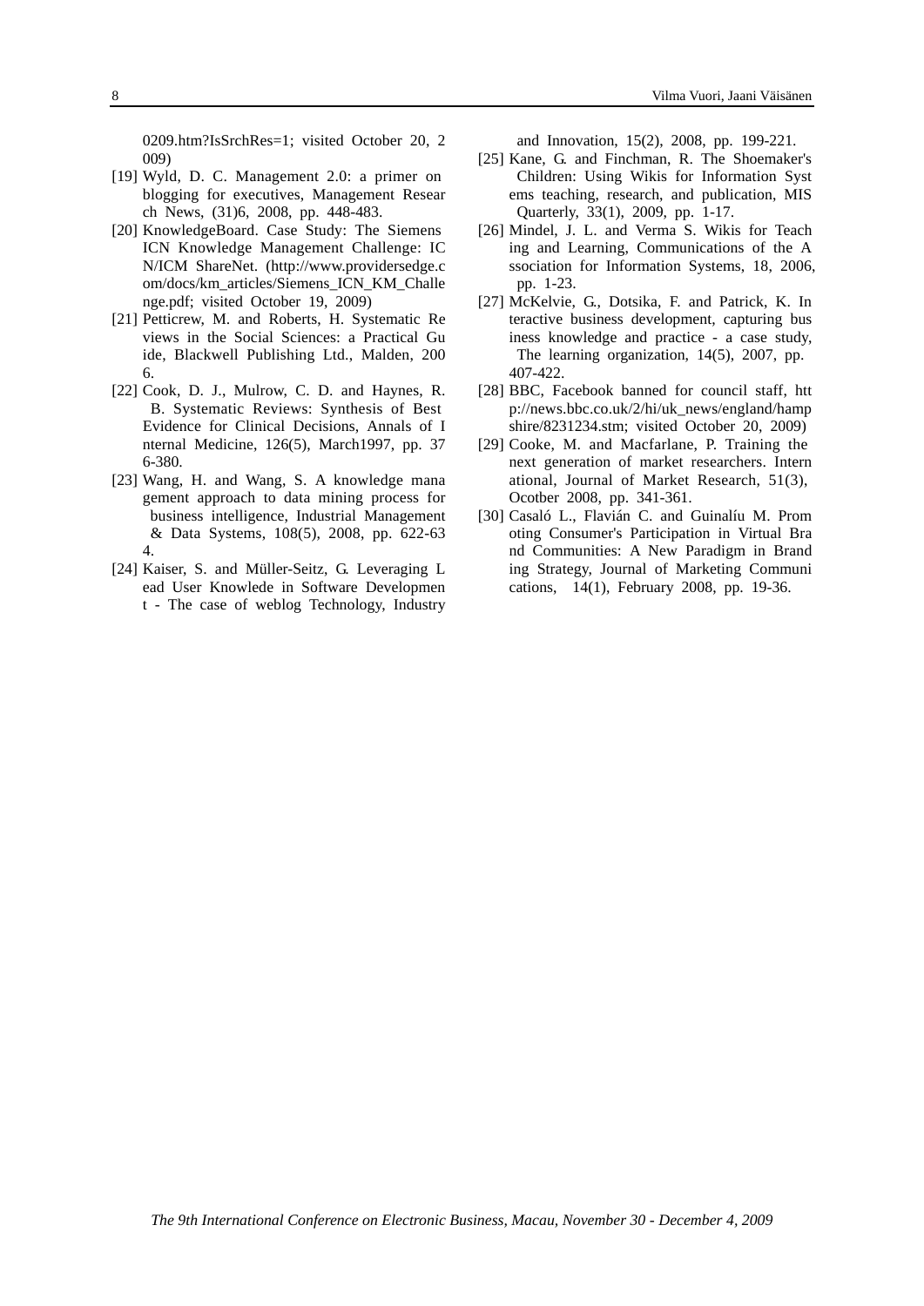0209.htm?IsSrchRes=1; visited October 20, 2009)

[19] Wyld, D. C. Management 2.0: a primer on blogging for executives, Management Research News, (31)6, 2008, pp. 448-483.

[20] KnowledgeBoard. Case Study: The Siemens ICN Knowledge Management Challenge: ICN/ICM ShareNet. (http://www.providersedge.com/docs/km_articles/Siemens_ICN_KM_Challenge.pdf; visited October 19, 2009)

[21] Petticrew, M. and Roberts, H. Systematic Reviews in the Social Sciences: a Practical Guide, Blackwell Publishing Ltd., Malden, 2006.

[22] Cook, D. J., Mulrow, C. D. and Haynes, R. B. Systematic Reviews: Synthesis of Best Evidence for Clinical Decisions, Annals of Internal Medicine, 126(5), March1997, pp. 376-380.

[23] Wang, H. and Wang, S. A knowledge management approach to data mining process for business intelligence, Industrial Management & Data Systems, 108(5), 2008, pp. 622-634.

[24] Kaiser, S. and Müller-Seitz, G. Leveraging Lead User Knowlede in Software Development - The case of weblog Technology, Industry and Innovation, 15(2), 2008, pp. 199-221.

[25] Kane, G. and Finchman, R. The Shoemaker's Children: Using Wikis for Information Systems teaching, research, and publication, MIS Quarterly, 33(1), 2009, pp. 1-17.

[26] Mindel, J. L. and Verma S. Wikis for Teaching and Learning, Communications of the Association for Information Systems, 18, 2006, pp. 1-23.

[27] McKelvie, G., Dotsika, F. and Patrick, K. Interactive business development, capturing business knowledge and practice - a case study, The learning organization, 14(5), 2007, pp. 407-422.

[28] BBC, Facebook banned for council staff, http://news.bbc.co.uk/2/hi/uk_news/england/hampshire/8231234.stm; visited October 20, 2009)

[29] Cooke, M. and Macfarlane, P. Training the next generation of market researchers. International, Journal of Market Research, 51(3), Ocotber 2008, pp. 341-361.

[30] Casaló L., Flavián C. and Guinalíu M. Promoting Consumer's Participation in Virtual Brand Communities: A New Paradigm in Branding Strategy, Journal of Marketing Communications, 14(1), February 2008, pp. 19-36.